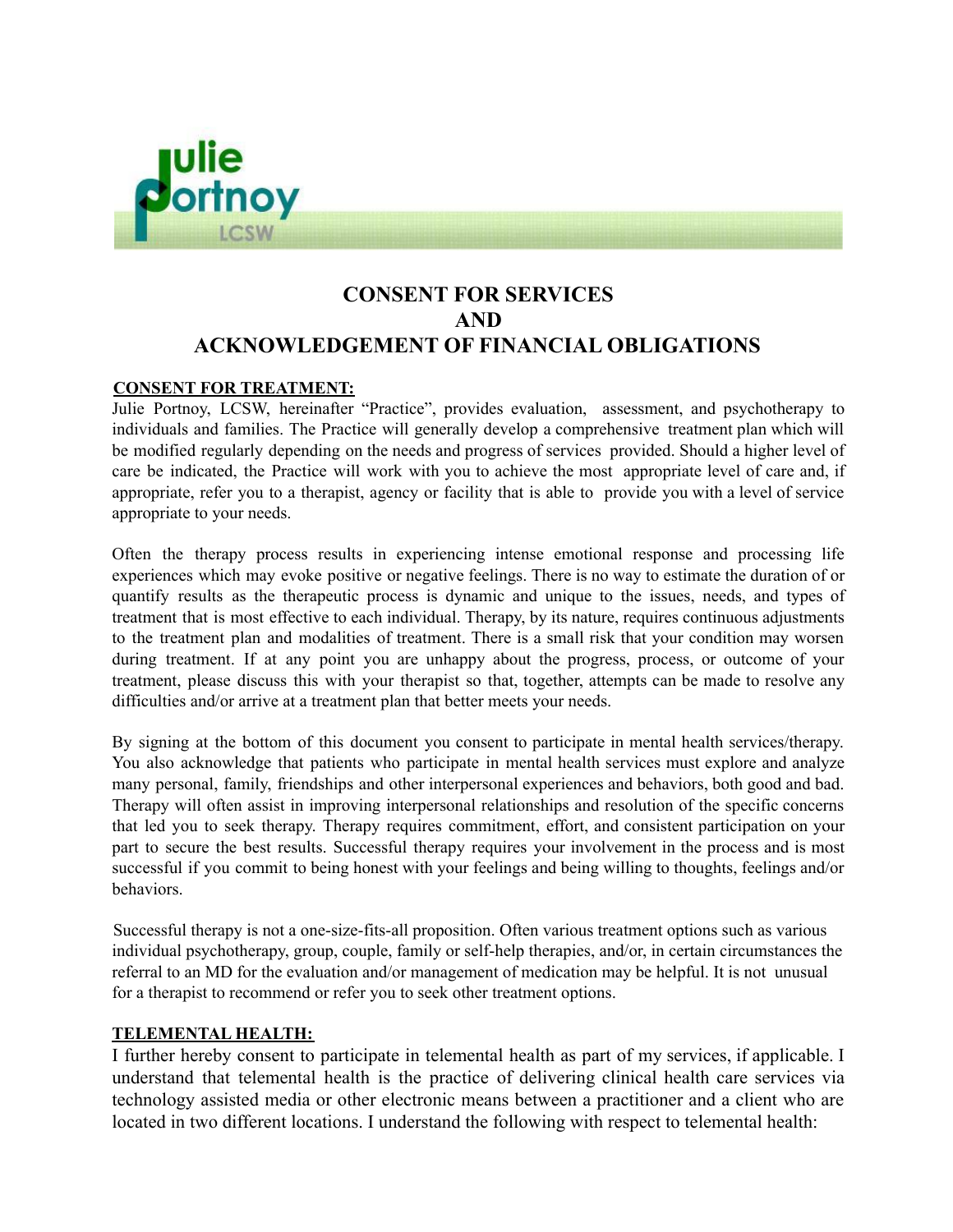Julie Portnoy LCSW

# CONSENT FOR SERVICES AND ACKNOWLEDGEMENT OF FINANCIAL OBLIGATIONS

**CONSENT FOR TREATMENT:**

Julie Portnoy, LCSW, hereinafter "Practice", provides evaluation, assessment, and psychotherapy to individuals and families. The Practice will generally develop a comprehensive treatment plan which will be modified regularly depending on the needs and progress of services provided. Should a higher level of care be indicated, the Practice will work with you to achieve the most appropriate level of care and, if appropriate, refer you to a therapist, agency or facility that is able to provide you with a level of service appropriate to your needs.

Often the therapy process results in experiencing intense emotional response and processing life experiences which may evoke positive or negative feelings. There is no way to estimate the duration of or quantify results as the therapeutic process is dynamic and unique to the issues, needs, and types of treatment that is most effective to each individual. Therapy, by its nature, requires continuous adjustments to the treatment plan and modalities of treatment. There is a small risk that your condition may worsen during treatment. If at any point you are unhappy about the progress, process, or outcome of your treatment, please discuss this with your therapist so that, together, attempts can be made to resolve any difficulties and/or arrive at a treatment plan that better meets your needs.

By signing at the bottom of this document you consent to participate in mental health services/therapy. You also acknowledge that patients who participate in mental health services must explore and analyze many personal, family, friendships and other interpersonal experiences and behaviors, both good and bad. Therapy will often assist in improving interpersonal relationships and resolution of the specific concerns that led you to seek therapy. Therapy requires commitment, effort, and consistent participation on your part to secure the best results. Successful therapy requires your involvement in the process and is most successful if you commit to being honest with your feelings and being willing to thoughts, feelings and/or behaviors.

Successful therapy is not a one-size-fits-all proposition. Often various treatment options such as various individual psychotherapy, group, couple, family or self-help therapies, and/or, in certain circumstances the referral to an MD for the evaluation and/or management of medication may be helpful. It is not unusual for a therapist to recommend or refer you to seek other treatment options.

**TELEMENTAL HEALTH:**

I further hereby consent to participate in telemental health as part of my services, if applicable. I understand that telemental health is the practice of delivering clinical health care services via technology assisted media or other electronic means between a practitioner and a client who are located in two different locations. I understand the following with respect to telemental health: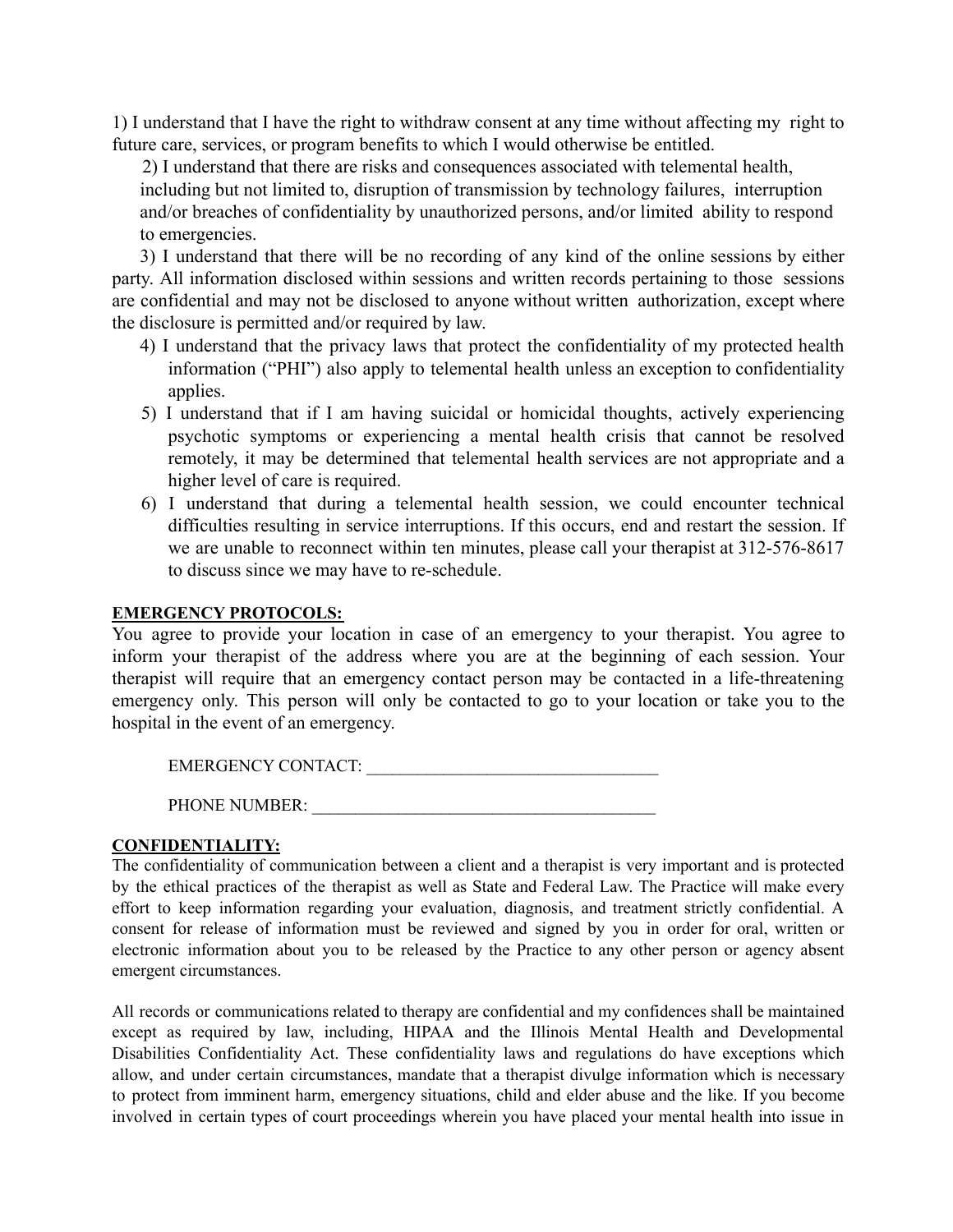1) I understand that I have the right to withdraw consent at any time without affecting my right to future care, services, or program benefits to which I would otherwise be entitled.

2) I understand that there are risks and consequences associated with telemental health, including but not limited to, disruption of transmission by technology failures, interruption and/or breaches of confidentiality by unauthorized persons, and/or limited ability to respond to emergencies.

3) I understand that there will be no recording of any kind of the online sessions by either party. All information disclosed within sessions and written records pertaining to those sessions are confidential and may not be disclosed to anyone without written authorization, except where the disclosure is permitted and/or required by law.

4) I understand that the privacy laws that protect the confidentiality of my protected health information ("PHI") also apply to telemental health unless an exception to confidentiality applies.

5) I understand that if I am having suicidal or homicidal thoughts, actively experiencing psychotic symptoms or experiencing a mental health crisis that cannot be resolved remotely, it may be determined that telemental health services are not appropriate and a higher level of care is required.

6) I understand that during a telemental health session, we could encounter technical difficulties resulting in service interruptions. If this occurs, end and restart the session. If we are unable to reconnect within ten minutes, please call your therapist at 312-576-8617 to discuss since we may have to re-schedule.

**EMERGENCY PROTOCOLS:**

You agree to provide your location in case of an emergency to your therapist. You agree to inform your therapist of the address where you are at the beginning of each session. Your therapist will require that an emergency contact person may be contacted in a life-threatening emergency only. This person will only be contacted to go to your location or take you to the hospital in the event of an emergency.

EMERGENCY CONTACT: ___________________________________

PHONE NUMBER: ________________________________________

**CONFIDENTIALITY:**

The confidentiality of communication between a client and a therapist is very important and is protected by the ethical practices of the therapist as well as State and Federal Law. The Practice will make every effort to keep information regarding your evaluation, diagnosis, and treatment strictly confidential. A consent for release of information must be reviewed and signed by you in order for oral, written or electronic information about you to be released by the Practice to any other person or agency absent emergent circumstances.

All records or communications related to therapy are confidential and my confidences shall be maintained except as required by law, including, HIPAA and the Illinois Mental Health and Developmental Disabilities Confidentiality Act. These confidentiality laws and regulations do have exceptions which allow, and under certain circumstances, mandate that a therapist divulge information which is necessary to protect from imminent harm, emergency situations, child and elder abuse and the like. If you become involved in certain types of court proceedings wherein you have placed your mental health into issue in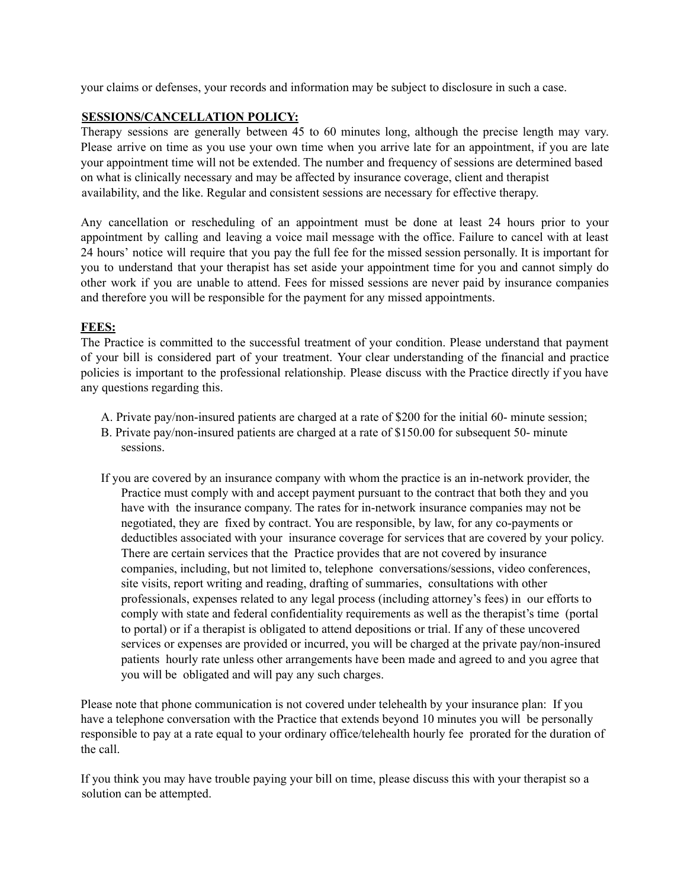your claims or defenses, your records and information may be subject to disclosure in such a case.

**SESSIONS/CANCELLATION POLICY:**

Therapy sessions are generally between 45 to 60 minutes long, although the precise length may vary. Please arrive on time as you use your own time when you arrive late for an appointment, if you are late your appointment time will not be extended. The number and frequency of sessions are determined based on what is clinically necessary and may be affected by insurance coverage, client and therapist availability, and the like. Regular and consistent sessions are necessary for effective therapy.

Any cancellation or rescheduling of an appointment must be done at least 24 hours prior to your appointment by calling and leaving a voice mail message with the office. Failure to cancel with at least 24 hours' notice will require that you pay the full fee for the missed session personally. It is important for you to understand that your therapist has set aside your appointment time for you and cannot simply do other work if you are unable to attend. Fees for missed sessions are never paid by insurance companies and therefore you will be responsible for the payment for any missed appointments.

**FEES:**

The Practice is committed to the successful treatment of your condition. Please understand that payment of your bill is considered part of your treatment. Your clear understanding of the financial and practice policies is important to the professional relationship. Please discuss with the Practice directly if you have any questions regarding this.

A. Private pay/non-insured patients are charged at a rate of $200 for the initial 60- minute session;

B. Private pay/non-insured patients are charged at a rate of $150.00 for subsequent 50- minute sessions.

If you are covered by an insurance company with whom the practice is an in-network provider, the Practice must comply with and accept payment pursuant to the contract that both they and you have with the insurance company. The rates for in-network insurance companies may not be negotiated, they are fixed by contract. You are responsible, by law, for any co-payments or deductibles associated with your insurance coverage for services that are covered by your policy. There are certain services that the Practice provides that are not covered by insurance companies, including, but not limited to, telephone conversations/sessions, video conferences, site visits, report writing and reading, drafting of summaries, consultations with other professionals, expenses related to any legal process (including attorney's fees) in our efforts to comply with state and federal confidentiality requirements as well as the therapist's time (portal to portal) or if a therapist is obligated to attend depositions or trial. If any of these uncovered services or expenses are provided or incurred, you will be charged at the private pay/non-insured patients hourly rate unless other arrangements have been made and agreed to and you agree that you will be obligated and will pay any such charges.

Please note that phone communication is not covered under telehealth by your insurance plan: If you have a telephone conversation with the Practice that extends beyond 10 minutes you will be personally responsible to pay at a rate equal to your ordinary office/telehealth hourly fee prorated for the duration of the call.

If you think you may have trouble paying your bill on time, please discuss this with your therapist so a solution can be attempted.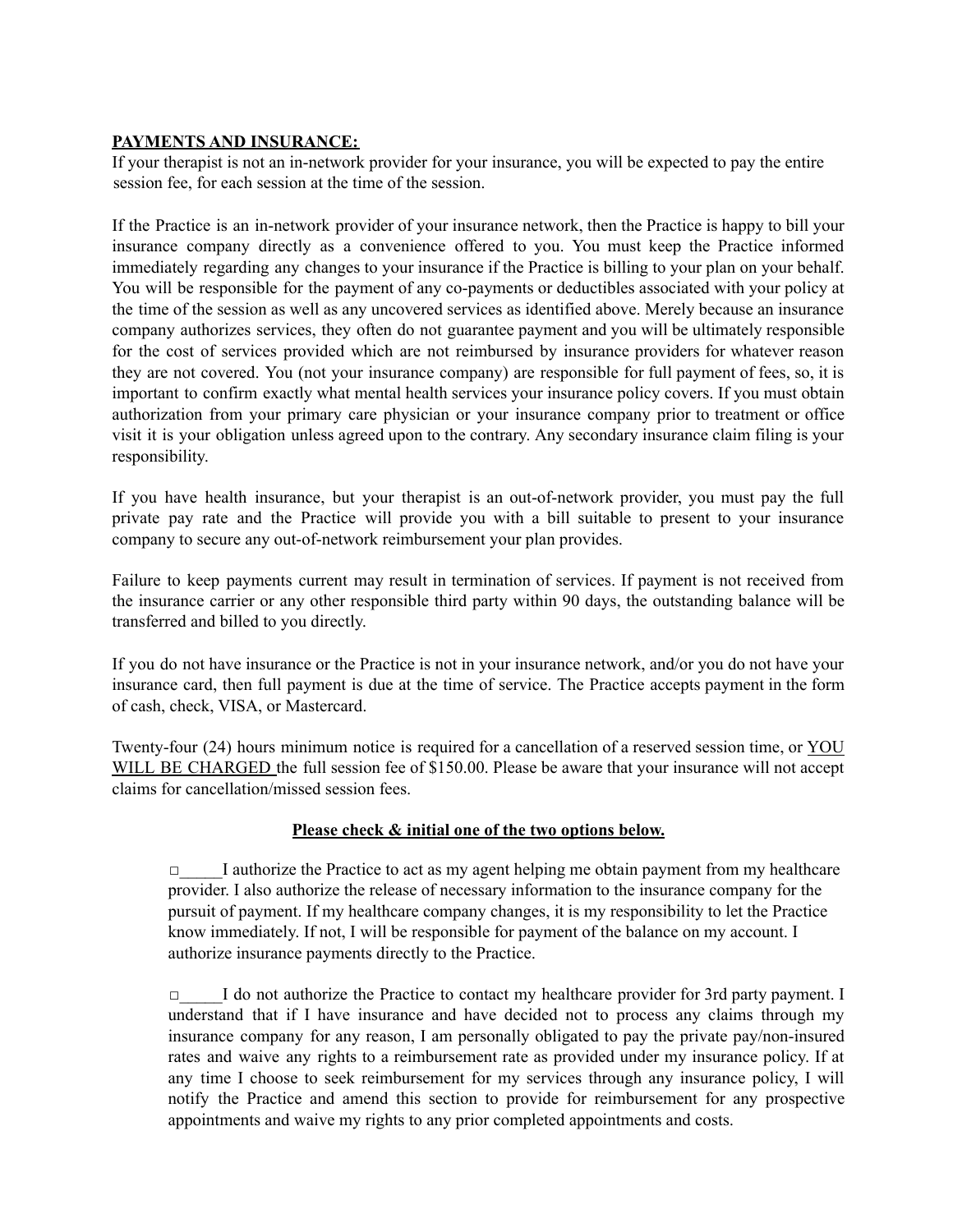**PAYMENTS AND INSURANCE:**

If your therapist is not an in-network provider for your insurance, you will be expected to pay the entire session fee, for each session at the time of the session.

If the Practice is an in-network provider of your insurance network, then the Practice is happy to bill your insurance company directly as a convenience offered to you. You must keep the Practice informed immediately regarding any changes to your insurance if the Practice is billing to your plan on your behalf. You will be responsible for the payment of any co-payments or deductibles associated with your policy at the time of the session as well as any uncovered services as identified above. Merely because an insurance company authorizes services, they often do not guarantee payment and you will be ultimately responsible for the cost of services provided which are not reimbursed by insurance providers for whatever reason they are not covered. You (not your insurance company) are responsible for full payment of fees, so, it is important to confirm exactly what mental health services your insurance policy covers. If you must obtain authorization from your primary care physician or your insurance company prior to treatment or office visit it is your obligation unless agreed upon to the contrary. Any secondary insurance claim filing is your responsibility.

If you have health insurance, but your therapist is an out-of-network provider, you must pay the full private pay rate and the Practice will provide you with a bill suitable to present to your insurance company to secure any out-of-network reimbursement your plan provides.

Failure to keep payments current may result in termination of services. If payment is not received from the insurance carrier or any other responsible third party within 90 days, the outstanding balance will be transferred and billed to you directly.

If you do not have insurance or the Practice is not in your insurance network, and/or you do not have your insurance card, then full payment is due at the time of service. The Practice accepts payment in the form of cash, check, VISA, or Mastercard.

Twenty-four (24) hours minimum notice is required for a cancellation of a reserved session time, or <u>YOU WILL BE CHARGED</u> the full session fee of $150.00. Please be aware that your insurance will not accept claims for cancellation/missed session fees.

**<u>Please check & initial one of the two options below.</u>**

□_____I authorize the Practice to act as my agent helping me obtain payment from my healthcare provider. I also authorize the release of necessary information to the insurance company for the pursuit of payment. If my healthcare company changes, it is my responsibility to let the Practice know immediately. If not, I will be responsible for payment of the balance on my account. I authorize insurance payments directly to the Practice.

□_____I do not authorize the Practice to contact my healthcare provider for 3rd party payment. I understand that if I have insurance and have decided not to process any claims through my insurance company for any reason, I am personally obligated to pay the private pay/non-insured rates and waive any rights to a reimbursement rate as provided under my insurance policy. If at any time I choose to seek reimbursement for my services through any insurance policy, I will notify the Practice and amend this section to provide for reimbursement for any prospective appointments and waive my rights to any prior completed appointments and costs.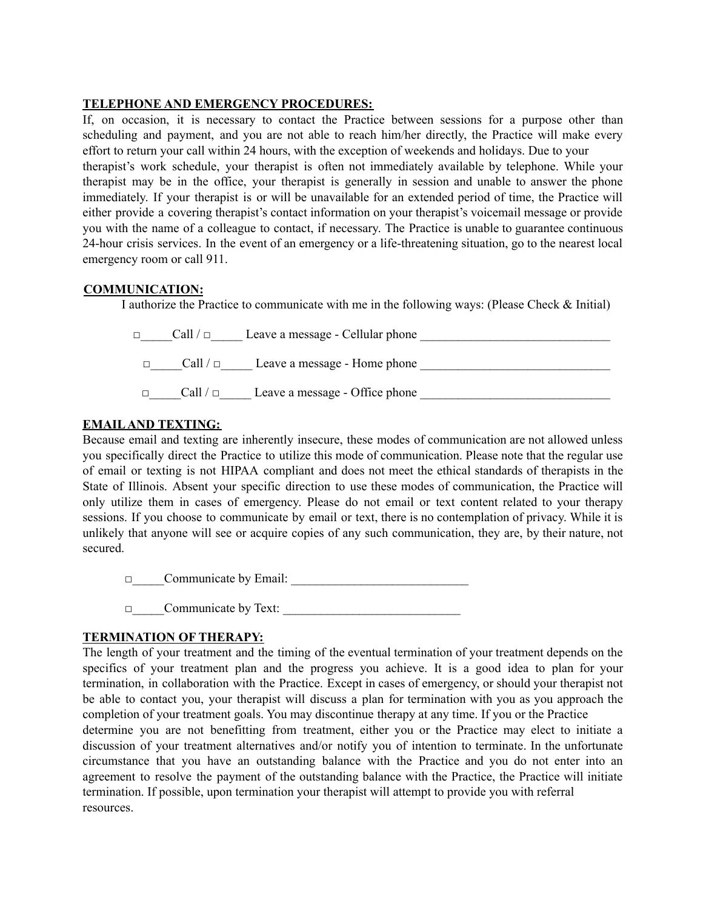**TELEPHONE AND EMERGENCY PROCEDURES:**

If, on occasion, it is necessary to contact the Practice between sessions for a purpose other than scheduling and payment, and you are not able to reach him/her directly, the Practice will make every effort to return your call within 24 hours, with the exception of weekends and holidays. Due to your therapist's work schedule, your therapist is often not immediately available by telephone. While your therapist may be in the office, your therapist is generally in session and unable to answer the phone immediately. If your therapist is or will be unavailable for an extended period of time, the Practice will either provide a covering therapist's contact information on your therapist's voicemail message or provide you with the name of a colleague to contact, if necessary. The Practice is unable to guarantee continuous 24-hour crisis services. In the event of an emergency or a life-threatening situation, go to the nearest local emergency room or call 911.

**COMMUNICATION:**

I authorize the Practice to communicate with me in the following ways: (Please Check & Initial)

□_____Call / □_____ Leave a message - Cellular phone ______________________________

□_____Call / □_____ Leave a message - Home phone ______________________________

□_____Call / □_____ Leave a message - Office phone ______________________________

**EMAIL AND TEXTING:**

Because email and texting are inherently insecure, these modes of communication are not allowed unless you specifically direct the Practice to utilize this mode of communication. Please note that the regular use of email or texting is not HIPAA compliant and does not meet the ethical standards of therapists in the State of Illinois. Absent your specific direction to use these modes of communication, the Practice will only utilize them in cases of emergency. Please do not email or text content related to your therapy sessions. If you choose to communicate by email or text, there is no contemplation of privacy. While it is unlikely that anyone will see or acquire copies of any such communication, they are, by their nature, not secured.

□_____Communicate by Email: ____________________________

□_____Communicate by Text: ____________________________

**TERMINATION OF THERAPY:**

The length of your treatment and the timing of the eventual termination of your treatment depends on the specifics of your treatment plan and the progress you achieve. It is a good idea to plan for your termination, in collaboration with the Practice. Except in cases of emergency, or should your therapist not be able to contact you, your therapist will discuss a plan for termination with you as you approach the completion of your treatment goals. You may discontinue therapy at any time. If you or the Practice determine you are not benefitting from treatment, either you or the Practice may elect to initiate a discussion of your treatment alternatives and/or notify you of intention to terminate. In the unfortunate circumstance that you have an outstanding balance with the Practice and you do not enter into an agreement to resolve the payment of the outstanding balance with the Practice, the Practice will initiate termination. If possible, upon termination your therapist will attempt to provide you with referral resources.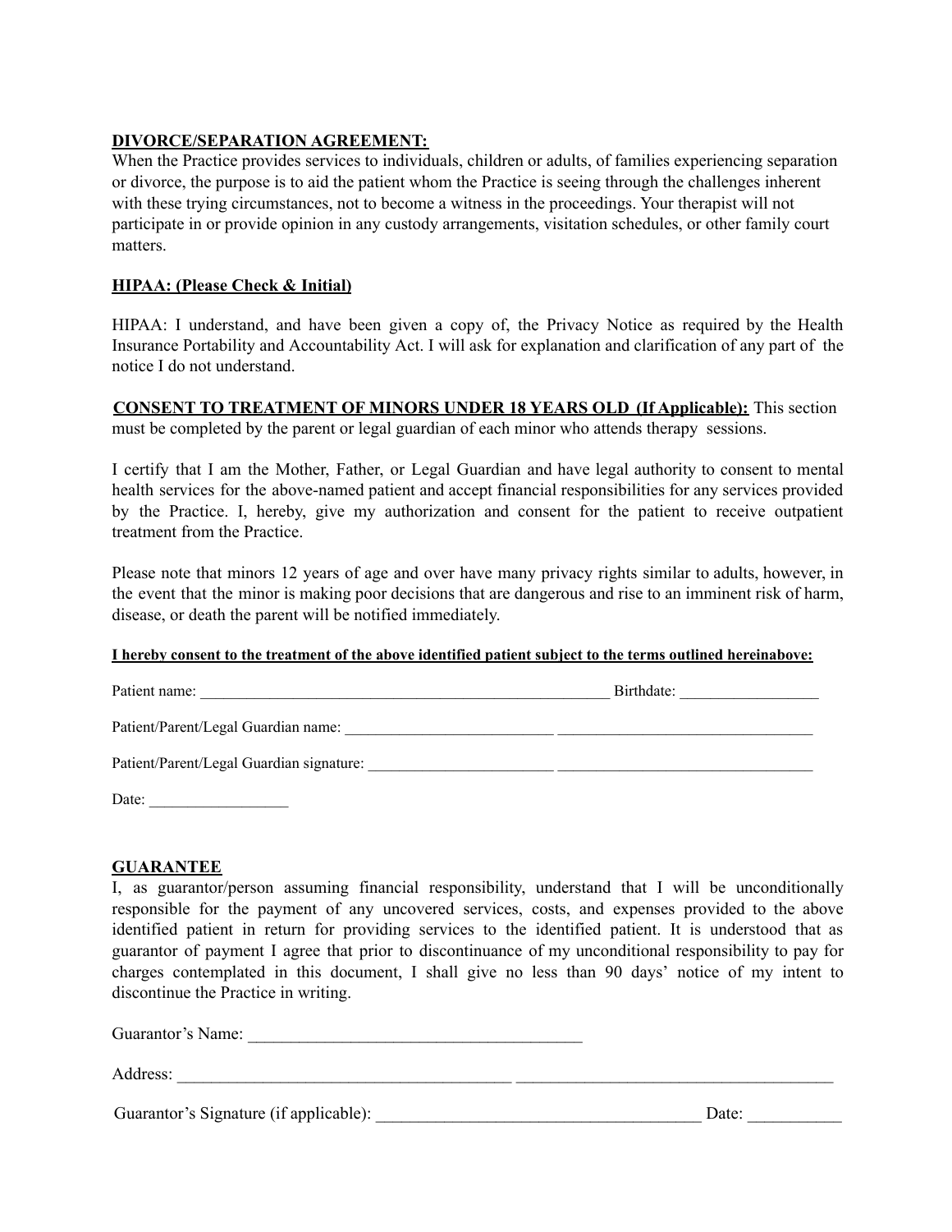**DIVORCE/SEPARATION AGREEMENT:**
When the Practice provides services to individuals, children or adults, of families experiencing separation or divorce, the purpose is to aid the patient whom the Practice is seeing through the challenges inherent with these trying circumstances, not to become a witness in the proceedings. Your therapist will not participate in or provide opinion in any custody arrangements, visitation schedules, or other family court matters.

**HIPAA: (Please Check & Initial)**

HIPAA: I understand, and have been given a copy of, the Privacy Notice as required by the Health Insurance Portability and Accountability Act. I will ask for explanation and clarification of any part of the notice I do not understand.

**CONSENT TO TREATMENT OF MINORS UNDER 18 YEARS OLD (If Applicable):** This section must be completed by the parent or legal guardian of each minor who attends therapy sessions.

I certify that I am the Mother, Father, or Legal Guardian and have legal authority to consent to mental health services for the above-named patient and accept financial responsibilities for any services provided by the Practice. I, hereby, give my authorization and consent for the patient to receive outpatient treatment from the Practice.

Please note that minors 12 years of age and over have many privacy rights similar to adults, however, in the event that the minor is making poor decisions that are dangerous and rise to an imminent risk of harm, disease, or death the parent will be notified immediately.

**I hereby consent to the treatment of the above identified patient subject to the terms outlined hereinabove:**

Patient name: ________________________________________________________ Birthdate: __________________

Patient/Parent/Legal Guardian name: ____________________________ __________________________________

Patient/Parent/Legal Guardian signature: _________________________ __________________________________

Date: __________________

**GUARANTEE**
I, as guarantor/person assuming financial responsibility, understand that I will be unconditionally responsible for the payment of any uncovered services, costs, and expenses provided to the above identified patient in return for providing services to the identified patient. It is understood that as guarantor of payment I agree that prior to discontinuance of my unconditional responsibility to pay for charges contemplated in this document, I shall give no less than 90 days' notice of my intent to discontinue the Practice in writing.

Guarantor's Name: ________________________________________

Address: _________________________________________ ______________________________________

Guarantor's Signature (if applicable): _______________________________________ Date: ___________